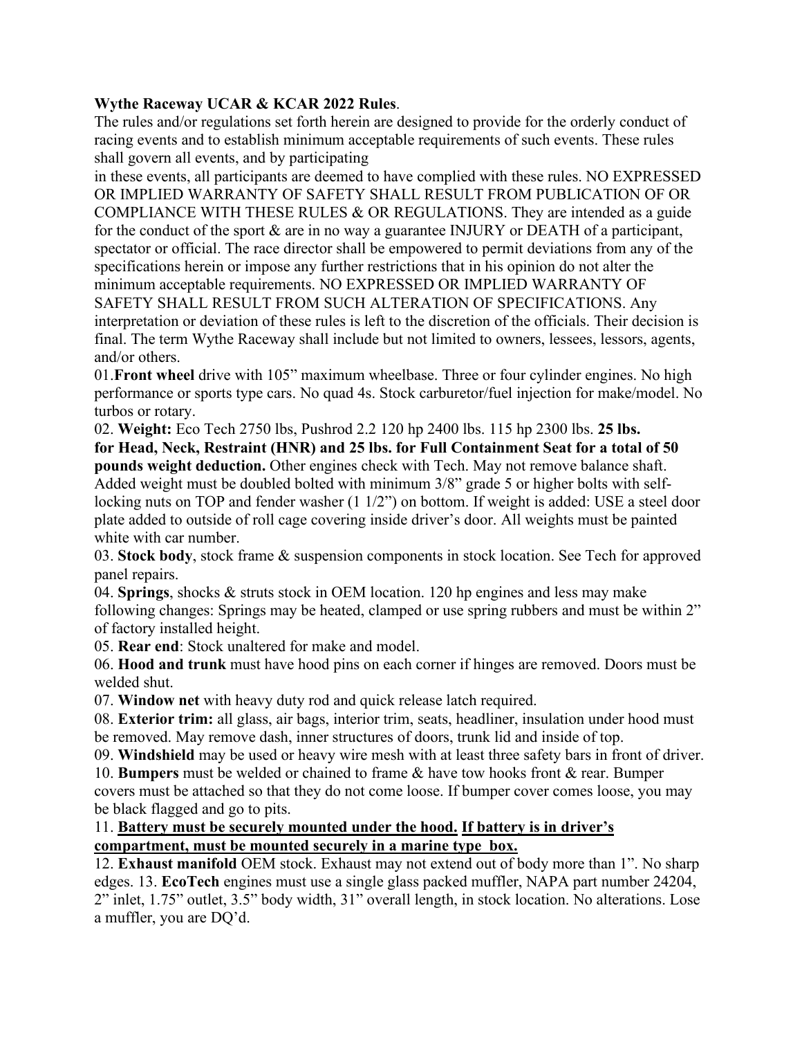**Wythe Raceway UCAR & KCAR 2022 Rules**.

The rules and/or regulations set forth herein are designed to provide for the orderly conduct of racing events and to establish minimum acceptable requirements of such events. These rules shall govern all events, and by participating in these events, all participants are deemed to have complied with these rules. NO EXPRESSED OR IMPLIED WARRANTY OF SAFETY SHALL RESULT FROM PUBLICATION OF OR COMPLIANCE WITH THESE RULES & OR REGULATIONS. They are intended as a guide for the conduct of the sport & are in no way a guarantee INJURY or DEATH of a participant, spectator or official. The race director shall be empowered to permit deviations from any of the specifications herein or impose any further restrictions that in his opinion do not alter the minimum acceptable requirements. NO EXPRESSED OR IMPLIED WARRANTY OF SAFETY SHALL RESULT FROM SUCH ALTERATION OF SPECIFICATIONS. Any interpretation or deviation of these rules is left to the discretion of the officials. Their decision is final. The term Wythe Raceway shall include but not limited to owners, lessees, lessors, agents, and/or others.

01.**Front wheel** drive with 105" maximum wheelbase. Three or four cylinder engines. No high performance or sports type cars. No quad 4s. Stock carburetor/fuel injection for make/model. No turbos or rotary.

02. **Weight:** Eco Tech 2750 lbs, Pushrod 2.2 120 hp 2400 lbs. 115 hp 2300 lbs. **25 lbs. for Head, Neck, Restraint (HNR) and 25 lbs. for Full Containment Seat for a total of 50 pounds weight deduction.** Other engines check with Tech. May not remove balance shaft. Added weight must be doubled bolted with minimum 3/8" grade 5 or higher bolts with self-locking nuts on TOP and fender washer (1 1/2") on bottom. If weight is added: USE a steel door plate added to outside of roll cage covering inside driver's door. All weights must be painted white with car number.

03. **Stock body**, stock frame & suspension components in stock location. See Tech for approved panel repairs.

04. **Springs**, shocks & struts stock in OEM location. 120 hp engines and less may make following changes: Springs may be heated, clamped or use spring rubbers and must be within 2" of factory installed height.

05. **Rear end**: Stock unaltered for make and model.

06. **Hood and trunk** must have hood pins on each corner if hinges are removed. Doors must be welded shut.

07. **Window net** with heavy duty rod and quick release latch required.

08. **Exterior trim:** all glass, air bags, interior trim, seats, headliner, insulation under hood must be removed. May remove dash, inner structures of doors, trunk lid and inside of top.

09. **Windshield** may be used or heavy wire mesh with at least three safety bars in front of driver.

10. **Bumpers** must be welded or chained to frame & have tow hooks front & rear. Bumper covers must be attached so that they do not come loose. If bumper cover comes loose, you may be black flagged and go to pits.

11. **Battery must be securely mounted under the hood. If battery is in driver's compartment, must be mounted securely in a marine type box.**

12. **Exhaust manifold** OEM stock. Exhaust may not extend out of body more than 1". No sharp edges. 13. **EcoTech** engines must use a single glass packed muffler, NAPA part number 24204, 2" inlet, 1.75" outlet, 3.5" body width, 31" overall length, in stock location. No alterations. Lose a muffler, you are DQ'd.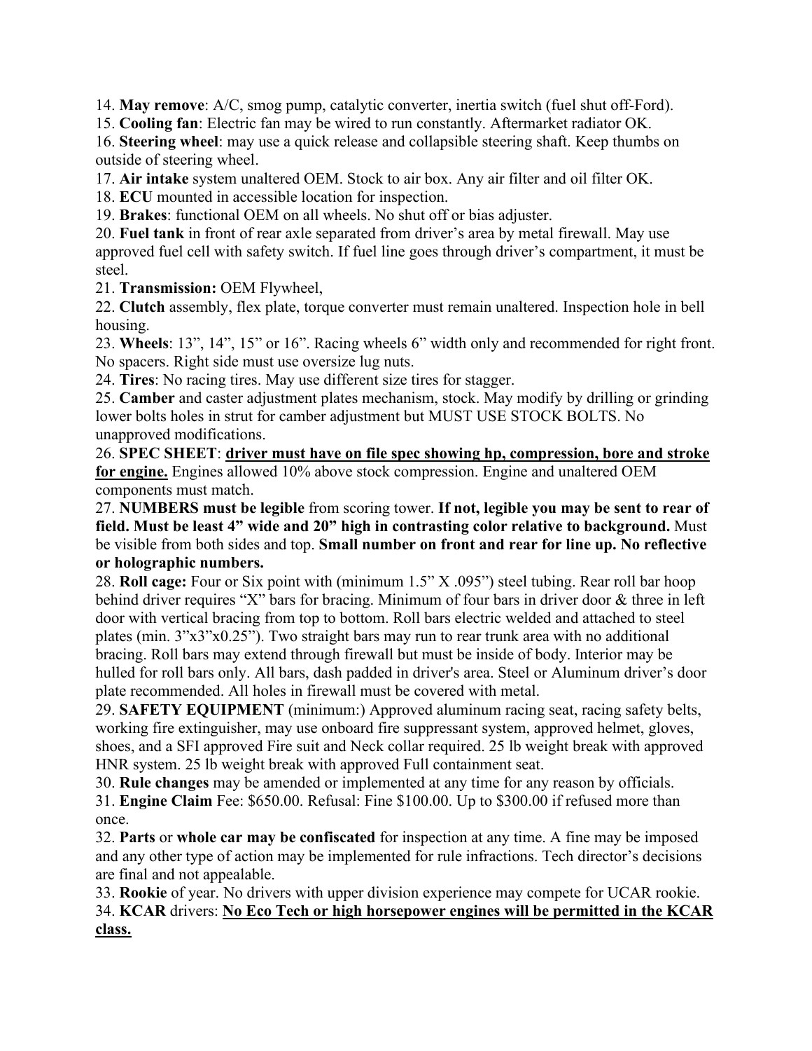14. **May remove**: A/C, smog pump, catalytic converter, inertia switch (fuel shut off-Ford).

15. **Cooling fan**: Electric fan may be wired to run constantly. Aftermarket radiator OK.

16. **Steering wheel**: may use a quick release and collapsible steering shaft. Keep thumbs on outside of steering wheel.

17. **Air intake** system unaltered OEM. Stock to air box. Any air filter and oil filter OK.

18. **ECU** mounted in accessible location for inspection.

19. **Brakes**: functional OEM on all wheels. No shut off or bias adjuster.

20. **Fuel tank** in front of rear axle separated from driver's area by metal firewall. May use approved fuel cell with safety switch. If fuel line goes through driver's compartment, it must be steel.

21. **Transmission:** OEM Flywheel,

22. **Clutch** assembly, flex plate, torque converter must remain unaltered. Inspection hole in bell housing.

23. **Wheels**: 13", 14", 15" or 16". Racing wheels 6" width only and recommended for right front. No spacers. Right side must use oversize lug nuts.

24. **Tires**: No racing tires. May use different size tires for stagger.

25. **Camber** and caster adjustment plates mechanism, stock. May modify by drilling or grinding lower bolts holes in strut for camber adjustment but MUST USE STOCK BOLTS. No unapproved modifications.

26. **SPEC SHEET**: <u>**driver must have on file spec showing hp, compression, bore and stroke for engine.**</u> Engines allowed 10% above stock compression. Engine and unaltered OEM components must match.

27. **NUMBERS must be legible** from scoring tower. **If not, legible you may be sent to rear of field. Must be least 4" wide and 20" high in contrasting color relative to background.** Must be visible from both sides and top. **Small number on front and rear for line up. No reflective or holographic numbers.**

28. **Roll cage:** Four or Six point with (minimum 1.5" X .095") steel tubing. Rear roll bar hoop behind driver requires "X" bars for bracing. Minimum of four bars in driver door & three in left door with vertical bracing from top to bottom. Roll bars electric welded and attached to steel plates (min. 3"x3"x0.25"). Two straight bars may run to rear trunk area with no additional bracing. Roll bars may extend through firewall but must be inside of body. Interior may be hulled for roll bars only. All bars, dash padded in driver's area. Steel or Aluminum driver's door plate recommended. All holes in firewall must be covered with metal.

29. **SAFETY EQUIPMENT** (minimum:) Approved aluminum racing seat, racing safety belts, working fire extinguisher, may use onboard fire suppressant system, approved helmet, gloves, shoes, and a SFI approved Fire suit and Neck collar required. 25 lb weight break with approved HNR system. 25 lb weight break with approved Full containment seat.

30. **Rule changes** may be amended or implemented at any time for any reason by officials.

31. **Engine Claim** Fee: $650.00. Refusal: Fine $100.00. Up to $300.00 if refused more than once.

32. **Parts** or **whole car may be confiscated** for inspection at any time. A fine may be imposed and any other type of action may be implemented for rule infractions. Tech director's decisions are final and not appealable.

33. **Rookie** of year. No drivers with upper division experience may compete for UCAR rookie.

34. **KCAR** drivers: <u>**No Eco Tech or high horsepower engines will be permitted in the KCAR class.**</u>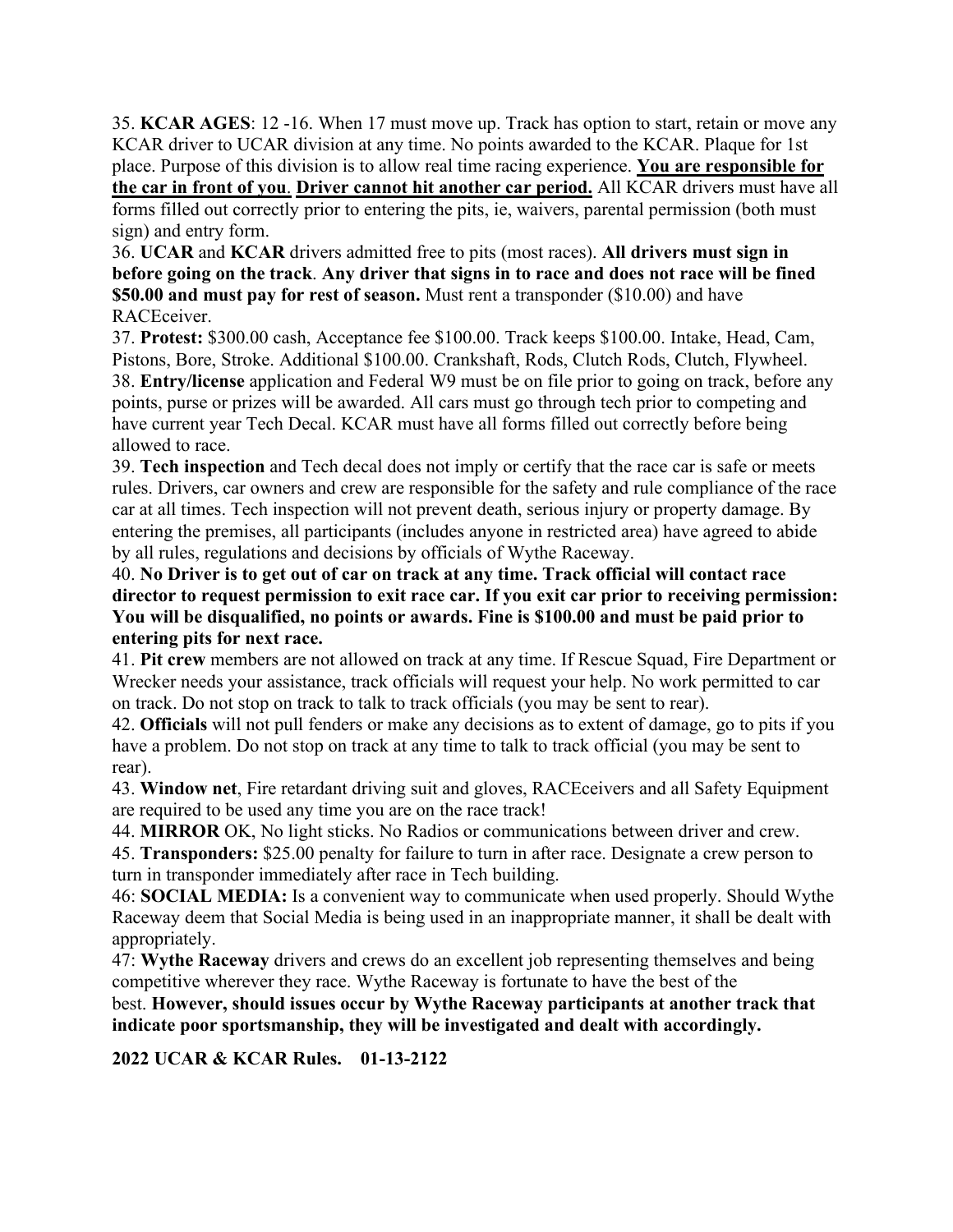35. **KCAR AGES**: 12 -16. When 17 must move up. Track has option to start, retain or move any KCAR driver to UCAR division at any time. No points awarded to the KCAR. Plaque for 1st place. Purpose of this division is to allow real time racing experience. **<u>You are responsible for the car in front of you</u>**. **<u>Driver cannot hit another car period.</u>** All KCAR drivers must have all forms filled out correctly prior to entering the pits, ie, waivers, parental permission (both must sign) and entry form.

36. **UCAR** and **KCAR** drivers admitted free to pits (most races). **All drivers must sign in before going on the track**. **Any driver that signs in to race and does not race will be fined $50.00 and must pay for rest of season.** Must rent a transponder ($10.00) and have RACEceiver.

37. **Protest:** $300.00 cash, Acceptance fee $100.00. Track keeps $100.00. Intake, Head, Cam, Pistons, Bore, Stroke. Additional $100.00. Crankshaft, Rods, Clutch Rods, Clutch, Flywheel.

38. **Entry/license** application and Federal W9 must be on file prior to going on track, before any points, purse or prizes will be awarded. All cars must go through tech prior to competing and have current year Tech Decal. KCAR must have all forms filled out correctly before being allowed to race.

39. **Tech inspection** and Tech decal does not imply or certify that the race car is safe or meets rules. Drivers, car owners and crew are responsible for the safety and rule compliance of the race car at all times. Tech inspection will not prevent death, serious injury or property damage. By entering the premises, all participants (includes anyone in restricted area) have agreed to abide by all rules, regulations and decisions by officials of Wythe Raceway.

40. **No Driver is to get out of car on track at any time. Track official will contact race director to request permission to exit race car. If you exit car prior to receiving permission: You will be disqualified, no points or awards. Fine is $100.00 and must be paid prior to entering pits for next race.**

41. **Pit crew** members are not allowed on track at any time. If Rescue Squad, Fire Department or Wrecker needs your assistance, track officials will request your help. No work permitted to car on track. Do not stop on track to talk to track officials (you may be sent to rear).

42. **Officials** will not pull fenders or make any decisions as to extent of damage, go to pits if you have a problem. Do not stop on track at any time to talk to track official (you may be sent to rear).

43. **Window net**, Fire retardant driving suit and gloves, RACEceivers and all Safety Equipment are required to be used any time you are on the race track!

44. **MIRROR** OK, No light sticks. No Radios or communications between driver and crew.

45. **Transponders:** $25.00 penalty for failure to turn in after race. Designate a crew person to turn in transponder immediately after race in Tech building.

46: **SOCIAL MEDIA:** Is a convenient way to communicate when used properly. Should Wythe Raceway deem that Social Media is being used in an inappropriate manner, it shall be dealt with appropriately.

47: **Wythe Raceway** drivers and crews do an excellent job representing themselves and being competitive wherever they race. Wythe Raceway is fortunate to have the best of the best. **However, should issues occur by Wythe Raceway participants at another track that indicate poor sportsmanship, they will be investigated and dealt with accordingly.**

**2022 UCAR & KCAR Rules. 01-13-2122**